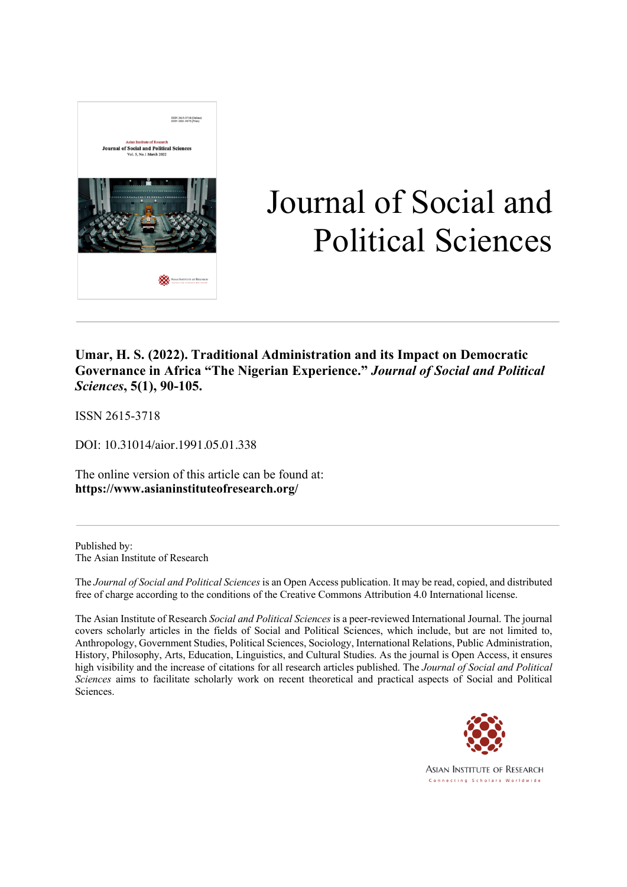# Journal of Social and Political Sciences

**Umar, H. S. (2022). Traditional Administration and its Impact on Democratic Governance in Africa "The Nigerian Experience."** ***Journal of Social and Political Sciences*****, 5(1), 90-105.**

ISSN 2615-3718

DOI: 10.31014/aior.1991.05.01.338

The online version of this article can be found at:
**https://www.asianinstituteofresearch.org/**

---

Published by:
The Asian Institute of Research

The *Journal of Social and Political Sciences* is an Open Access publication. It may be read, copied, and distributed free of charge according to the conditions of the Creative Commons Attribution 4.0 International license.

The Asian Institute of Research *Social and Political Sciences* is a peer-reviewed International Journal. The journal covers scholarly articles in the fields of Social and Political Sciences, which include, but are not limited to, Anthropology, Government Studies, Political Sciences, Sociology, International Relations, Public Administration, History, Philosophy, Arts, Education, Linguistics, and Cultural Studies. As the journal is Open Access, it ensures high visibility and the increase of citations for all research articles published. The *Journal of Social and Political Sciences* aims to facilitate scholarly work on recent theoretical and practical aspects of Social and Political Sciences.

ASIAN INSTITUTE OF RESEARCH
Connecting Scholars Worldwide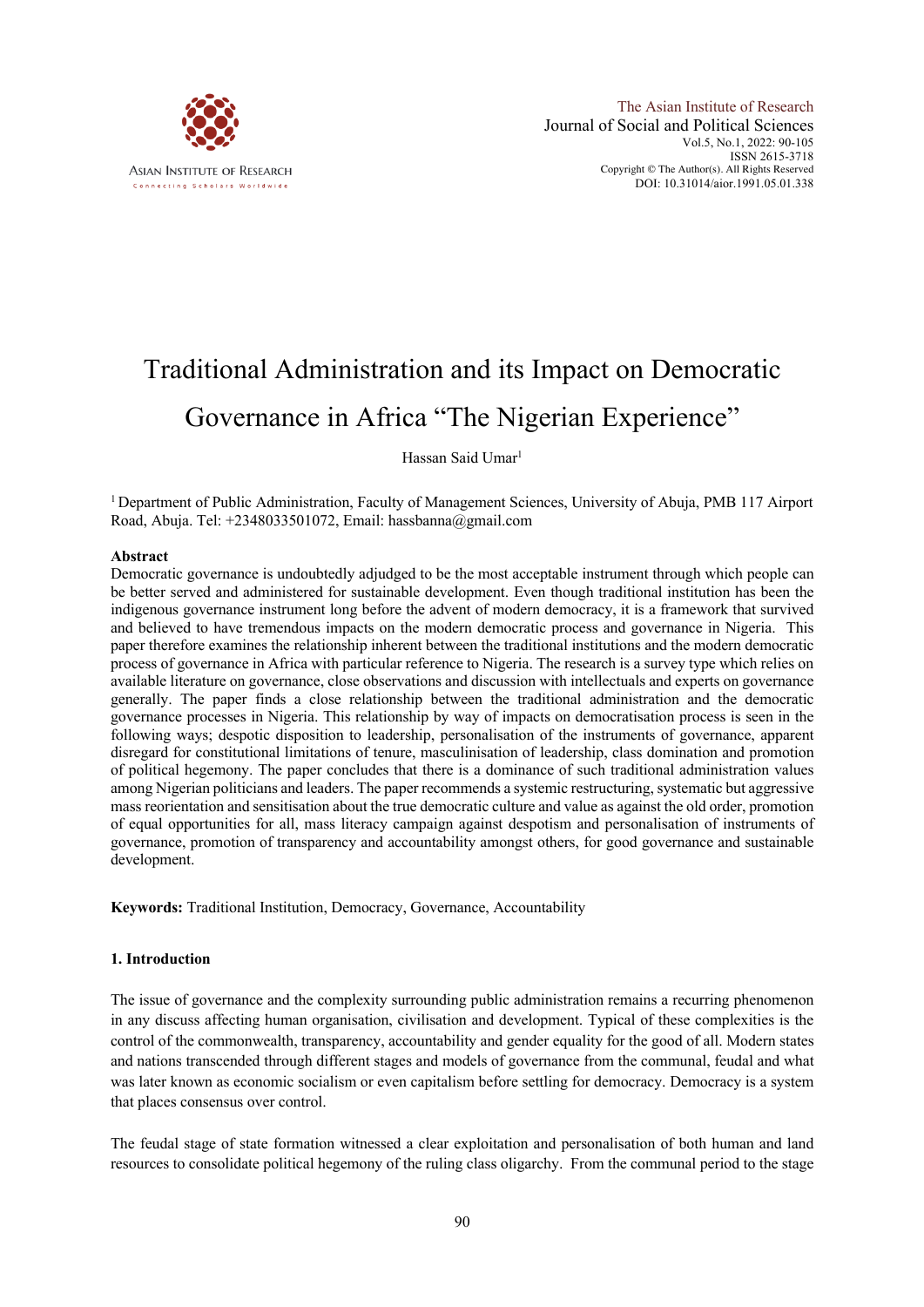# Traditional Administration and its Impact on Democratic Governance in Africa "The Nigerian Experience"

Hassan Said Umar[1]

[1] Department of Public Administration, Faculty of Management Sciences, University of Abuja, PMB 117 Airport Road, Abuja. Tel: +2348033501072, Email: hassbanna@gmail.com

**Abstract**

Democratic governance is undoubtedly adjudged to be the most acceptable instrument through which people can be better served and administered for sustainable development. Even though traditional institution has been the indigenous governance instrument long before the advent of modern democracy, it is a framework that survived and believed to have tremendous impacts on the modern democratic process and governance in Nigeria. This paper therefore examines the relationship inherent between the traditional institutions and the modern democratic process of governance in Africa with particular reference to Nigeria. The research is a survey type which relies on available literature on governance, close observations and discussion with intellectuals and experts on governance generally. The paper finds a close relationship between the traditional administration and the democratic governance processes in Nigeria. This relationship by way of impacts on democratisation process is seen in the following ways; despotic disposition to leadership, personalisation of the instruments of governance, apparent disregard for constitutional limitations of tenure, masculinisation of leadership, class domination and promotion of political hegemony. The paper concludes that there is a dominance of such traditional administration values among Nigerian politicians and leaders. The paper recommends a systemic restructuring, systematic but aggressive mass reorientation and sensitisation about the true democratic culture and value as against the old order, promotion of equal opportunities for all, mass literacy campaign against despotism and personalisation of instruments of governance, promotion of transparency and accountability amongst others, for good governance and sustainable development.

**Keywords:** Traditional Institution, Democracy, Governance, Accountability

## 1. Introduction

The issue of governance and the complexity surrounding public administration remains a recurring phenomenon in any discuss affecting human organisation, civilisation and development. Typical of these complexities is the control of the commonwealth, transparency, accountability and gender equality for the good of all. Modern states and nations transcended through different stages and models of governance from the communal, feudal and what was later known as economic socialism or even capitalism before settling for democracy. Democracy is a system that places consensus over control.

The feudal stage of state formation witnessed a clear exploitation and personalisation of both human and land resources to consolidate political hegemony of the ruling class oligarchy. From the communal period to the stage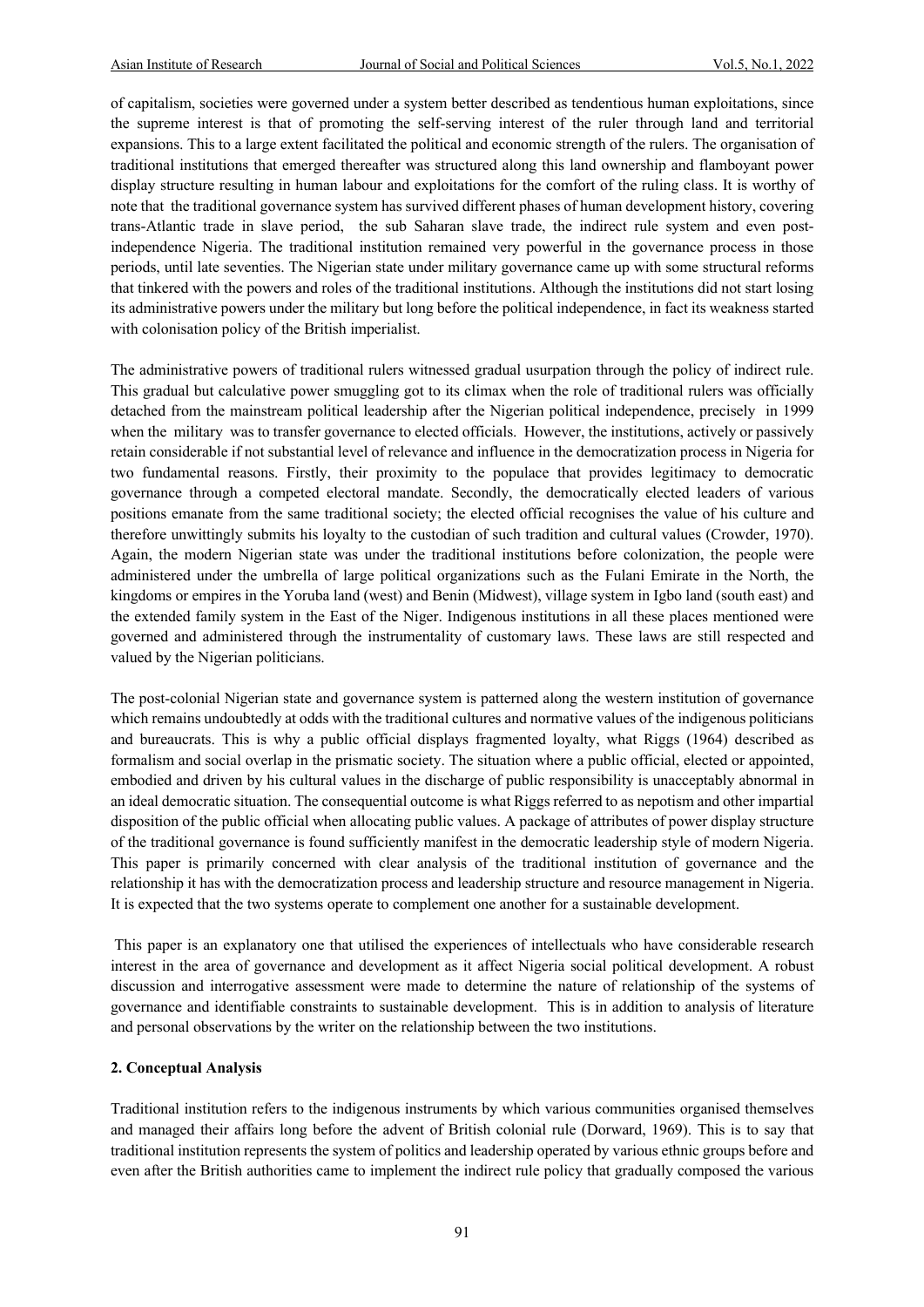of capitalism, societies were governed under a system better described as tendentious human exploitations, since the supreme interest is that of promoting the self-serving interest of the ruler through land and territorial expansions. This to a large extent facilitated the political and economic strength of the rulers. The organisation of traditional institutions that emerged thereafter was structured along this land ownership and flamboyant power display structure resulting in human labour and exploitations for the comfort of the ruling class. It is worthy of note that the traditional governance system has survived different phases of human development history, covering trans-Atlantic trade in slave period, the sub Saharan slave trade, the indirect rule system and even post-independence Nigeria. The traditional institution remained very powerful in the governance process in those periods, until late seventies. The Nigerian state under military governance came up with some structural reforms that tinkered with the powers and roles of the traditional institutions. Although the institutions did not start losing its administrative powers under the military but long before the political independence, in fact its weakness started with colonisation policy of the British imperialist.

The administrative powers of traditional rulers witnessed gradual usurpation through the policy of indirect rule. This gradual but calculative power smuggling got to its climax when the role of traditional rulers was officially detached from the mainstream political leadership after the Nigerian political independence, precisely in 1999 when the military was to transfer governance to elected officials. However, the institutions, actively or passively retain considerable if not substantial level of relevance and influence in the democratization process in Nigeria for two fundamental reasons. Firstly, their proximity to the populace that provides legitimacy to democratic governance through a competed electoral mandate. Secondly, the democratically elected leaders of various positions emanate from the same traditional society; the elected official recognises the value of his culture and therefore unwittingly submits his loyalty to the custodian of such tradition and cultural values (Crowder, 1970). Again, the modern Nigerian state was under the traditional institutions before colonization, the people were administered under the umbrella of large political organizations such as the Fulani Emirate in the North, the kingdoms or empires in the Yoruba land (west) and Benin (Midwest), village system in Igbo land (south east) and the extended family system in the East of the Niger. Indigenous institutions in all these places mentioned were governed and administered through the instrumentality of customary laws. These laws are still respected and valued by the Nigerian politicians.

The post-colonial Nigerian state and governance system is patterned along the western institution of governance which remains undoubtedly at odds with the traditional cultures and normative values of the indigenous politicians and bureaucrats. This is why a public official displays fragmented loyalty, what Riggs (1964) described as formalism and social overlap in the prismatic society. The situation where a public official, elected or appointed, embodied and driven by his cultural values in the discharge of public responsibility is unacceptably abnormal in an ideal democratic situation. The consequential outcome is what Riggs referred to as nepotism and other impartial disposition of the public official when allocating public values. A package of attributes of power display structure of the traditional governance is found sufficiently manifest in the democratic leadership style of modern Nigeria. This paper is primarily concerned with clear analysis of the traditional institution of governance and the relationship it has with the democratization process and leadership structure and resource management in Nigeria. It is expected that the two systems operate to complement one another for a sustainable development.

This paper is an explanatory one that utilised the experiences of intellectuals who have considerable research interest in the area of governance and development as it affect Nigeria social political development. A robust discussion and interrogative assessment were made to determine the nature of relationship of the systems of governance and identifiable constraints to sustainable development. This is in addition to analysis of literature and personal observations by the writer on the relationship between the two institutions.

## 2. Conceptual Analysis

Traditional institution refers to the indigenous instruments by which various communities organised themselves and managed their affairs long before the advent of British colonial rule (Dorward, 1969). This is to say that traditional institution represents the system of politics and leadership operated by various ethnic groups before and even after the British authorities came to implement the indirect rule policy that gradually composed the various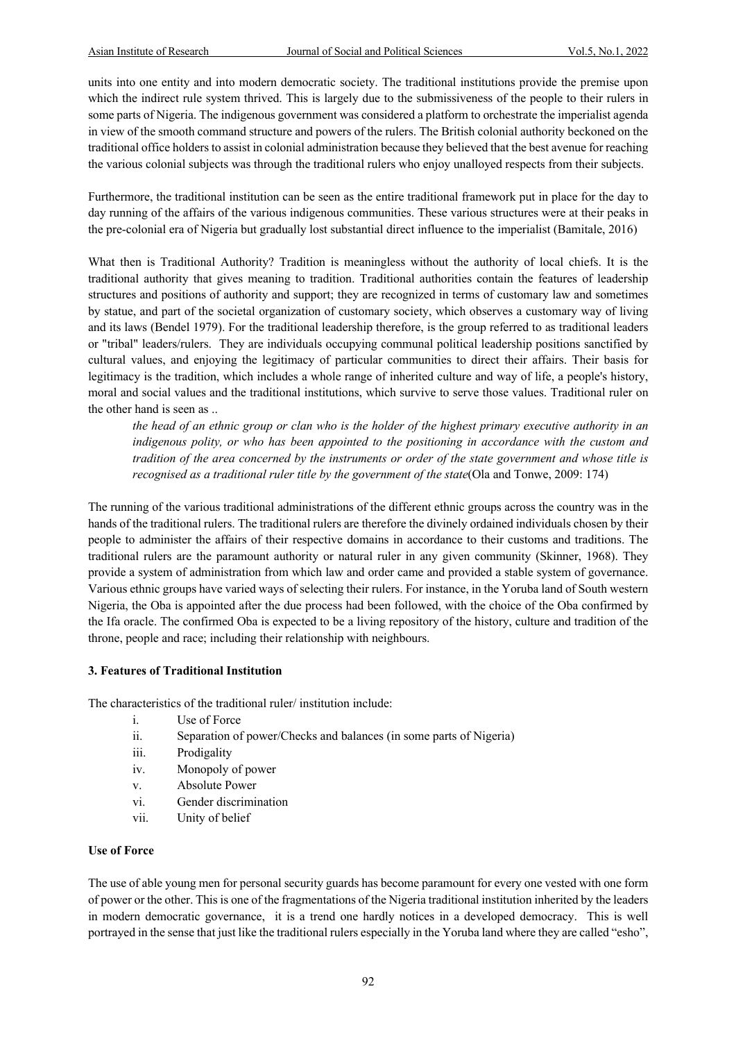units into one entity and into modern democratic society. The traditional institutions provide the premise upon which the indirect rule system thrived. This is largely due to the submissiveness of the people to their rulers in some parts of Nigeria. The indigenous government was considered a platform to orchestrate the imperialist agenda in view of the smooth command structure and powers of the rulers. The British colonial authority beckoned on the traditional office holders to assist in colonial administration because they believed that the best avenue for reaching the various colonial subjects was through the traditional rulers who enjoy unalloyed respects from their subjects.

Furthermore, the traditional institution can be seen as the entire traditional framework put in place for the day to day running of the affairs of the various indigenous communities. These various structures were at their peaks in the pre-colonial era of Nigeria but gradually lost substantial direct influence to the imperialist (Bamitale, 2016)

What then is Traditional Authority? Tradition is meaningless without the authority of local chiefs. It is the traditional authority that gives meaning to tradition. Traditional authorities contain the features of leadership structures and positions of authority and support; they are recognized in terms of customary law and sometimes by statue, and part of the societal organization of customary society, which observes a customary way of living and its laws (Bendel 1979). For the traditional leadership therefore, is the group referred to as traditional leaders or "tribal" leaders/rulers. They are individuals occupying communal political leadership positions sanctified by cultural values, and enjoying the legitimacy of particular communities to direct their affairs. Their basis for legitimacy is the tradition, which includes a whole range of inherited culture and way of life, a people's history, moral and social values and the traditional institutions, which survive to serve those values. Traditional ruler on the other hand is seen as ..

> *the head of an ethnic group or clan who is the holder of the highest primary executive authority in an indigenous polity, or who has been appointed to the positioning in accordance with the custom and tradition of the area concerned by the instruments or order of the state government and whose title is recognised as a traditional ruler title by the government of the state*(Ola and Tonwe, 2009: 174)

The running of the various traditional administrations of the different ethnic groups across the country was in the hands of the traditional rulers. The traditional rulers are therefore the divinely ordained individuals chosen by their people to administer the affairs of their respective domains in accordance to their customs and traditions. The traditional rulers are the paramount authority or natural ruler in any given community (Skinner, 1968). They provide a system of administration from which law and order came and provided a stable system of governance. Various ethnic groups have varied ways of selecting their rulers. For instance, in the Yoruba land of South western Nigeria, the Oba is appointed after the due process had been followed, with the choice of the Oba confirmed by the Ifa oracle. The confirmed Oba is expected to be a living repository of the history, culture and tradition of the throne, people and race; including their relationship with neighbours.

## 3. Features of Traditional Institution

The characteristics of the traditional ruler/ institution include:

i. Use of Force
ii. Separation of power/Checks and balances (in some parts of Nigeria)
iii. Prodigality
iv. Monopoly of power
v. Absolute Power
vi. Gender discrimination
vii. Unity of belief

### Use of Force

The use of able young men for personal security guards has become paramount for every one vested with one form of power or the other. This is one of the fragmentations of the Nigeria traditional institution inherited by the leaders in modern democratic governance, it is a trend one hardly notices in a developed democracy. This is well portrayed in the sense that just like the traditional rulers especially in the Yoruba land where they are called "esho",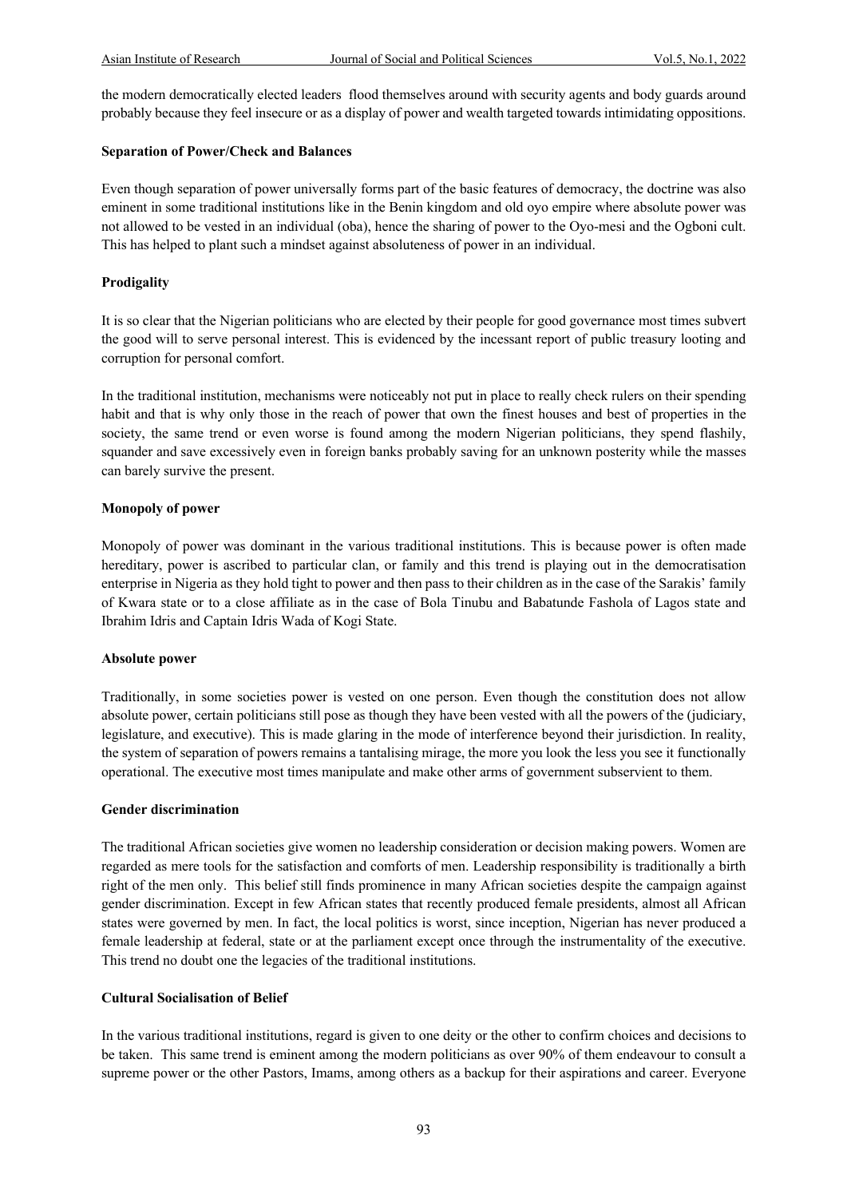the modern democratically elected leaders flood themselves around with security agents and body guards around probably because they feel insecure or as a display of power and wealth targeted towards intimidating oppositions.

**Separation of Power/Check and Balances**

Even though separation of power universally forms part of the basic features of democracy, the doctrine was also eminent in some traditional institutions like in the Benin kingdom and old oyo empire where absolute power was not allowed to be vested in an individual (oba), hence the sharing of power to the Oyo-mesi and the Ogboni cult. This has helped to plant such a mindset against absoluteness of power in an individual.

**Prodigality**

It is so clear that the Nigerian politicians who are elected by their people for good governance most times subvert the good will to serve personal interest. This is evidenced by the incessant report of public treasury looting and corruption for personal comfort.

In the traditional institution, mechanisms were noticeably not put in place to really check rulers on their spending habit and that is why only those in the reach of power that own the finest houses and best of properties in the society, the same trend or even worse is found among the modern Nigerian politicians, they spend flashily, squander and save excessively even in foreign banks probably saving for an unknown posterity while the masses can barely survive the present.

**Monopoly of power**

Monopoly of power was dominant in the various traditional institutions. This is because power is often made hereditary, power is ascribed to particular clan, or family and this trend is playing out in the democratisation enterprise in Nigeria as they hold tight to power and then pass to their children as in the case of the Sarakis' family of Kwara state or to a close affiliate as in the case of Bola Tinubu and Babatunde Fashola of Lagos state and Ibrahim Idris and Captain Idris Wada of Kogi State.

**Absolute power**

Traditionally, in some societies power is vested on one person. Even though the constitution does not allow absolute power, certain politicians still pose as though they have been vested with all the powers of the (judiciary, legislature, and executive). This is made glaring in the mode of interference beyond their jurisdiction. In reality, the system of separation of powers remains a tantalising mirage, the more you look the less you see it functionally operational. The executive most times manipulate and make other arms of government subservient to them.

**Gender discrimination**

The traditional African societies give women no leadership consideration or decision making powers. Women are regarded as mere tools for the satisfaction and comforts of men. Leadership responsibility is traditionally a birth right of the men only. This belief still finds prominence in many African societies despite the campaign against gender discrimination. Except in few African states that recently produced female presidents, almost all African states were governed by men. In fact, the local politics is worst, since inception, Nigerian has never produced a female leadership at federal, state or at the parliament except once through the instrumentality of the executive. This trend no doubt one the legacies of the traditional institutions.

**Cultural Socialisation of Belief**

In the various traditional institutions, regard is given to one deity or the other to confirm choices and decisions to be taken. This same trend is eminent among the modern politicians as over 90% of them endeavour to consult a supreme power or the other Pastors, Imams, among others as a backup for their aspirations and career. Everyone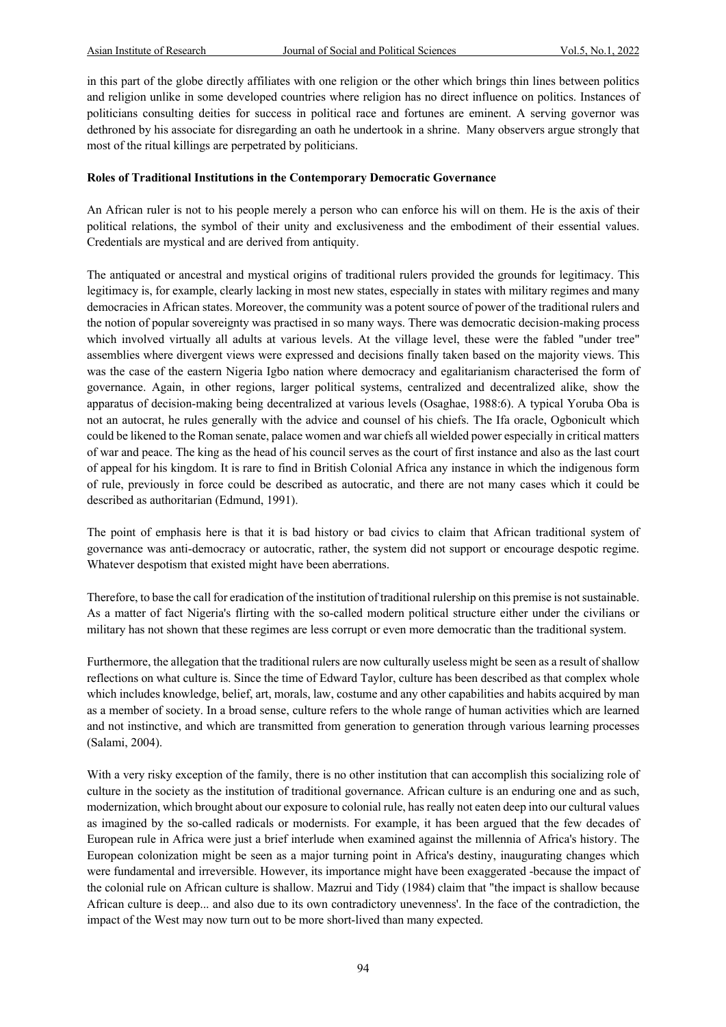in this part of the globe directly affiliates with one religion or the other which brings thin lines between politics and religion unlike in some developed countries where religion has no direct influence on politics. Instances of politicians consulting deities for success in political race and fortunes are eminent. A serving governor was dethroned by his associate for disregarding an oath he undertook in a shrine. Many observers argue strongly that most of the ritual killings are perpetrated by politicians.

**Roles of Traditional Institutions in the Contemporary Democratic Governance**

An African ruler is not to his people merely a person who can enforce his will on them. He is the axis of their political relations, the symbol of their unity and exclusiveness and the embodiment of their essential values. Credentials are mystical and are derived from antiquity.

The antiquated or ancestral and mystical origins of traditional rulers provided the grounds for legitimacy. This legitimacy is, for example, clearly lacking in most new states, especially in states with military regimes and many democracies in African states. Moreover, the community was a potent source of power of the traditional rulers and the notion of popular sovereignty was practised in so many ways. There was democratic decision-making process which involved virtually all adults at various levels. At the village level, these were the fabled "under tree" assemblies where divergent views were expressed and decisions finally taken based on the majority views. This was the case of the eastern Nigeria Igbo nation where democracy and egalitarianism characterised the form of governance. Again, in other regions, larger political systems, centralized and decentralized alike, show the apparatus of decision-making being decentralized at various levels (Osaghae, 1988:6). A typical Yoruba Oba is not an autocrat, he rules generally with the advice and counsel of his chiefs. The Ifa oracle, Ogbonicult which could be likened to the Roman senate, palace women and war chiefs all wielded power especially in critical matters of war and peace. The king as the head of his council serves as the court of first instance and also as the last court of appeal for his kingdom. It is rare to find in British Colonial Africa any instance in which the indigenous form of rule, previously in force could be described as autocratic, and there are not many cases which it could be described as authoritarian (Edmund, 1991).

The point of emphasis here is that it is bad history or bad civics to claim that African traditional system of governance was anti-democracy or autocratic, rather, the system did not support or encourage despotic regime. Whatever despotism that existed might have been aberrations.

Therefore, to base the call for eradication of the institution of traditional rulership on this premise is not sustainable. As a matter of fact Nigeria's flirting with the so-called modern political structure either under the civilians or military has not shown that these regimes are less corrupt or even more democratic than the traditional system.

Furthermore, the allegation that the traditional rulers are now culturally useless might be seen as a result of shallow reflections on what culture is. Since the time of Edward Taylor, culture has been described as that complex whole which includes knowledge, belief, art, morals, law, costume and any other capabilities and habits acquired by man as a member of society. In a broad sense, culture refers to the whole range of human activities which are learned and not instinctive, and which are transmitted from generation to generation through various learning processes (Salami, 2004).

With a very risky exception of the family, there is no other institution that can accomplish this socializing role of culture in the society as the institution of traditional governance. African culture is an enduring one and as such, modernization, which brought about our exposure to colonial rule, has really not eaten deep into our cultural values as imagined by the so-called radicals or modernists. For example, it has been argued that the few decades of European rule in Africa were just a brief interlude when examined against the millennia of Africa's history. The European colonization might be seen as a major turning point in Africa's destiny, inaugurating changes which were fundamental and irreversible. However, its importance might have been exaggerated -because the impact of the colonial rule on African culture is shallow. Mazrui and Tidy (1984) claim that "the impact is shallow because African culture is deep... and also due to its own contradictory unevenness'. In the face of the contradiction, the impact of the West may now turn out to be more short-lived than many expected.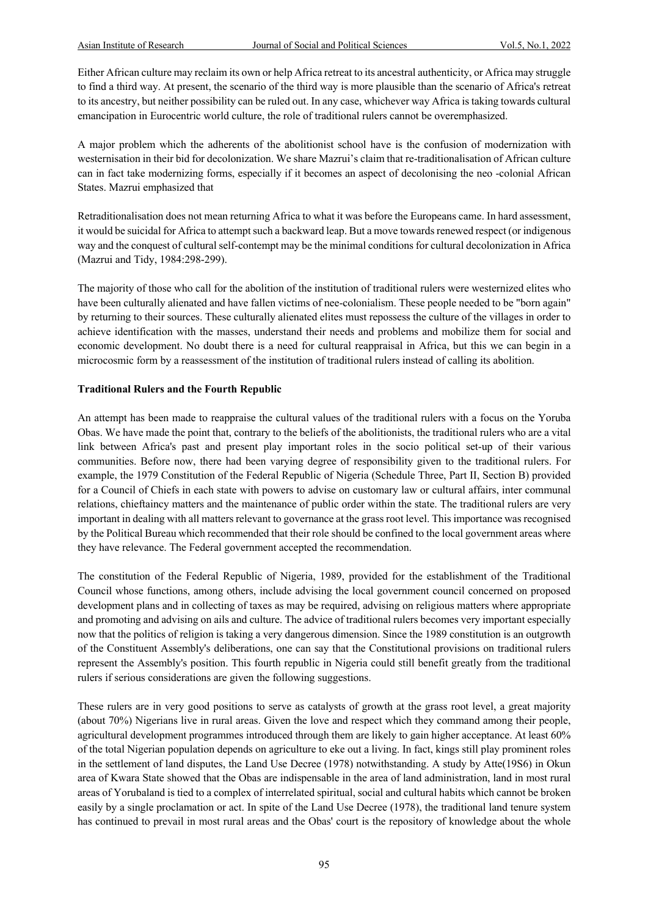Either African culture may reclaim its own or help Africa retreat to its ancestral authenticity, or Africa may struggle to find a third way. At present, the scenario of the third way is more plausible than the scenario of Africa's retreat to its ancestry, but neither possibility can be ruled out. In any case, whichever way Africa is taking towards cultural emancipation in Eurocentric world culture, the role of traditional rulers cannot be overemphasized.

A major problem which the adherents of the abolitionist school have is the confusion of modernization with westernisation in their bid for decolonization. We share Mazrui's claim that re-traditionalisation of African culture can in fact take modernizing forms, especially if it becomes an aspect of decolonising the neo -colonial African States. Mazrui emphasized that

Retraditionalisation does not mean returning Africa to what it was before the Europeans came. In hard assessment, it would be suicidal for Africa to attempt such a backward leap. But a move towards renewed respect (or indigenous way and the conquest of cultural self-contempt may be the minimal conditions for cultural decolonization in Africa (Mazrui and Tidy, 1984:298-299).

The majority of those who call for the abolition of the institution of traditional rulers were westernized elites who have been culturally alienated and have fallen victims of nee-colonialism. These people needed to be "born again" by returning to their sources. These culturally alienated elites must repossess the culture of the villages in order to achieve identification with the masses, understand their needs and problems and mobilize them for social and economic development. No doubt there is a need for cultural reappraisal in Africa, but this we can begin in a microcosmic form by a reassessment of the institution of traditional rulers instead of calling its abolition.

**Traditional Rulers and the Fourth Republic**

An attempt has been made to reappraise the cultural values of the traditional rulers with a focus on the Yoruba Obas. We have made the point that, contrary to the beliefs of the abolitionists, the traditional rulers who are a vital link between Africa's past and present play important roles in the socio political set-up of their various communities. Before now, there had been varying degree of responsibility given to the traditional rulers. For example, the 1979 Constitution of the Federal Republic of Nigeria (Schedule Three, Part II, Section B) provided for a Council of Chiefs in each state with powers to advise on customary law or cultural affairs, inter communal relations, chieftaincy matters and the maintenance of public order within the state. The traditional rulers are very important in dealing with all matters relevant to governance at the grass root level. This importance was recognised by the Political Bureau which recommended that their role should be confined to the local government areas where they have relevance. The Federal government accepted the recommendation.

The constitution of the Federal Republic of Nigeria, 1989, provided for the establishment of the Traditional Council whose functions, among others, include advising the local government council concerned on proposed development plans and in collecting of taxes as may be required, advising on religious matters where appropriate and promoting and advising on ails and culture. The advice of traditional rulers becomes very important especially now that the politics of religion is taking a very dangerous dimension. Since the 1989 constitution is an outgrowth of the Constituent Assembly's deliberations, one can say that the Constitutional provisions on traditional rulers represent the Assembly's position. This fourth republic in Nigeria could still benefit greatly from the traditional rulers if serious considerations are given the following suggestions.

These rulers are in very good positions to serve as catalysts of growth at the grass root level, a great majority (about 70%) Nigerians live in rural areas. Given the love and respect which they command among their people, agricultural development programmes introduced through them are likely to gain higher acceptance. At least 60% of the total Nigerian population depends on agriculture to eke out a living. In fact, kings still play prominent roles in the settlement of land disputes, the Land Use Decree (1978) notwithstanding. A study by Atte(19S6) in Okun area of Kwara State showed that the Obas are indispensable in the area of land administration, land in most rural areas of Yorubaland is tied to a complex of interrelated spiritual, social and cultural habits which cannot be broken easily by a single proclamation or act. In spite of the Land Use Decree (1978), the traditional land tenure system has continued to prevail in most rural areas and the Obas' court is the repository of knowledge about the whole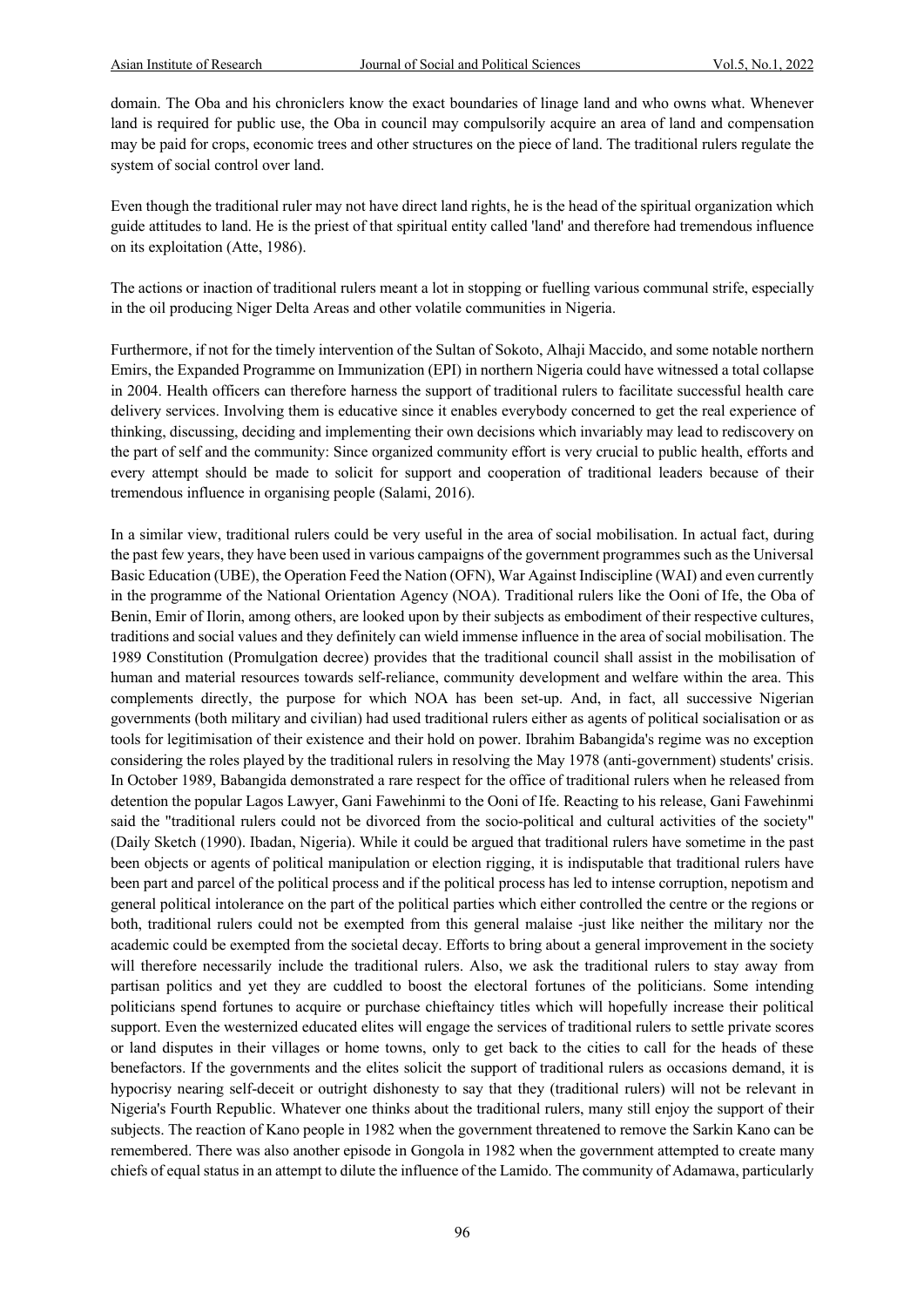domain. The Oba and his chroniclers know the exact boundaries of linage land and who owns what. Whenever land is required for public use, the Oba in council may compulsorily acquire an area of land and compensation may be paid for crops, economic trees and other structures on the piece of land. The traditional rulers regulate the system of social control over land.

Even though the traditional ruler may not have direct land rights, he is the head of the spiritual organization which guide attitudes to land. He is the priest of that spiritual entity called 'land' and therefore had tremendous influence on its exploitation (Atte, 1986).

The actions or inaction of traditional rulers meant a lot in stopping or fuelling various communal strife, especially in the oil producing Niger Delta Areas and other volatile communities in Nigeria.

Furthermore, if not for the timely intervention of the Sultan of Sokoto, Alhaji Maccido, and some notable northern Emirs, the Expanded Programme on Immunization (EPI) in northern Nigeria could have witnessed a total collapse in 2004. Health officers can therefore harness the support of traditional rulers to facilitate successful health care delivery services. Involving them is educative since it enables everybody concerned to get the real experience of thinking, discussing, deciding and implementing their own decisions which invariably may lead to rediscovery on the part of self and the community: Since organized community effort is very crucial to public health, efforts and every attempt should be made to solicit for support and cooperation of traditional leaders because of their tremendous influence in organising people (Salami, 2016).

In a similar view, traditional rulers could be very useful in the area of social mobilisation. In actual fact, during the past few years, they have been used in various campaigns of the government programmes such as the Universal Basic Education (UBE), the Operation Feed the Nation (OFN), War Against Indiscipline (WAI) and even currently in the programme of the National Orientation Agency (NOA). Traditional rulers like the Ooni of Ife, the Oba of Benin, Emir of Ilorin, among others, are looked upon by their subjects as embodiment of their respective cultures, traditions and social values and they definitely can wield immense influence in the area of social mobilisation. The 1989 Constitution (Promulgation decree) provides that the traditional council shall assist in the mobilisation of human and material resources towards self-reliance, community development and welfare within the area. This complements directly, the purpose for which NOA has been set-up. And, in fact, all successive Nigerian governments (both military and civilian) had used traditional rulers either as agents of political socialisation or as tools for legitimisation of their existence and their hold on power. Ibrahim Babangida's regime was no exception considering the roles played by the traditional rulers in resolving the May 1978 (anti-government) students' crisis. In October 1989, Babangida demonstrated a rare respect for the office of traditional rulers when he released from detention the popular Lagos Lawyer, Gani Fawehinmi to the Ooni of Ife. Reacting to his release, Gani Fawehinmi said the "traditional rulers could not be divorced from the socio-political and cultural activities of the society" (Daily Sketch (1990). Ibadan, Nigeria). While it could be argued that traditional rulers have sometime in the past been objects or agents of political manipulation or election rigging, it is indisputable that traditional rulers have been part and parcel of the political process and if the political process has led to intense corruption, nepotism and general political intolerance on the part of the political parties which either controlled the centre or the regions or both, traditional rulers could not be exempted from this general malaise -just like neither the military nor the academic could be exempted from the societal decay. Efforts to bring about a general improvement in the society will therefore necessarily include the traditional rulers. Also, we ask the traditional rulers to stay away from partisan politics and yet they are cuddled to boost the electoral fortunes of the politicians. Some intending politicians spend fortunes to acquire or purchase chieftaincy titles which will hopefully increase their political support. Even the westernized educated elites will engage the services of traditional rulers to settle private scores or land disputes in their villages or home towns, only to get back to the cities to call for the heads of these benefactors. If the governments and the elites solicit the support of traditional rulers as occasions demand, it is hypocrisy nearing self-deceit or outright dishonesty to say that they (traditional rulers) will not be relevant in Nigeria's Fourth Republic. Whatever one thinks about the traditional rulers, many still enjoy the support of their subjects. The reaction of Kano people in 1982 when the government threatened to remove the Sarkin Kano can be remembered. There was also another episode in Gongola in 1982 when the government attempted to create many chiefs of equal status in an attempt to dilute the influence of the Lamido. The community of Adamawa, particularly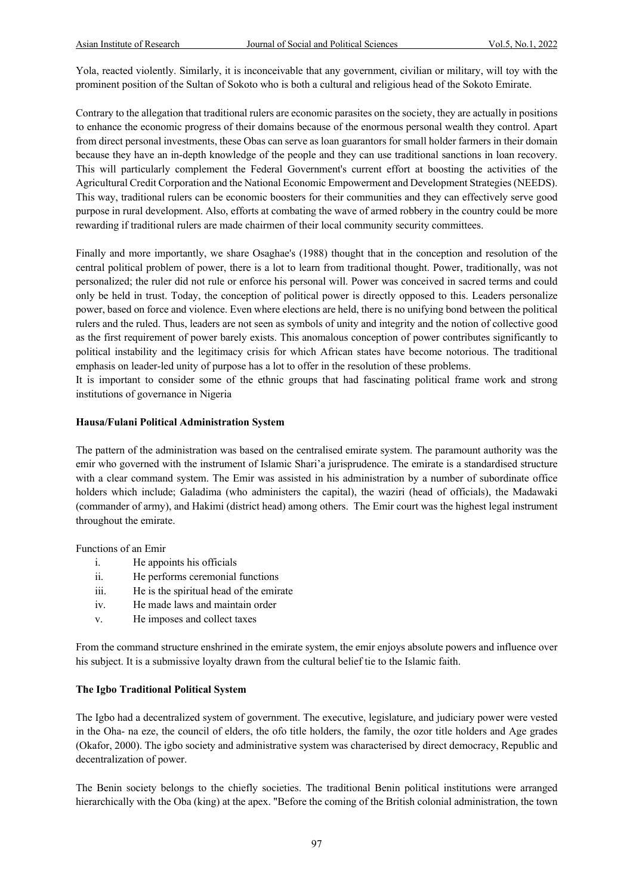Yola, reacted violently. Similarly, it is inconceivable that any government, civilian or military, will toy with the prominent position of the Sultan of Sokoto who is both a cultural and religious head of the Sokoto Emirate.

Contrary to the allegation that traditional rulers are economic parasites on the society, they are actually in positions to enhance the economic progress of their domains because of the enormous personal wealth they control. Apart from direct personal investments, these Obas can serve as loan guarantors for small holder farmers in their domain because they have an in-depth knowledge of the people and they can use traditional sanctions in loan recovery. This will particularly complement the Federal Government's current effort at boosting the activities of the Agricultural Credit Corporation and the National Economic Empowerment and Development Strategies (NEEDS). This way, traditional rulers can be economic boosters for their communities and they can effectively serve good purpose in rural development. Also, efforts at combating the wave of armed robbery in the country could be more rewarding if traditional rulers are made chairmen of their local community security committees.

Finally and more importantly, we share Osaghae's (1988) thought that in the conception and resolution of the central political problem of power, there is a lot to learn from traditional thought. Power, traditionally, was not personalized; the ruler did not rule or enforce his personal will. Power was conceived in sacred terms and could only be held in trust. Today, the conception of political power is directly opposed to this. Leaders personalize power, based on force and violence. Even where elections are held, there is no unifying bond between the political rulers and the ruled. Thus, leaders are not seen as symbols of unity and integrity and the notion of collective good as the first requirement of power barely exists. This anomalous conception of power contributes significantly to political instability and the legitimacy crisis for which African states have become notorious. The traditional emphasis on leader-led unity of purpose has a lot to offer in the resolution of these problems.
It is important to consider some of the ethnic groups that had fascinating political frame work and strong institutions of governance in Nigeria

### Hausa/Fulani Political Administration System

The pattern of the administration was based on the centralised emirate system. The paramount authority was the emir who governed with the instrument of Islamic Shari'a jurisprudence. The emirate is a standardised structure with a clear command system. The Emir was assisted in his administration by a number of subordinate office holders which include; Galadima (who administers the capital), the waziri (head of officials), the Madawaki (commander of army), and Hakimi (district head) among others. The Emir court was the highest legal instrument throughout the emirate.

Functions of an Emir

i. He appoints his officials
ii. He performs ceremonial functions
iii. He is the spiritual head of the emirate
iv. He made laws and maintain order
v. He imposes and collect taxes

From the command structure enshrined in the emirate system, the emir enjoys absolute powers and influence over his subject. It is a submissive loyalty drawn from the cultural belief tie to the Islamic faith.

### The Igbo Traditional Political System

The Igbo had a decentralized system of government. The executive, legislature, and judiciary power were vested in the Oha- na eze, the council of elders, the ofo title holders, the family, the ozor title holders and Age grades (Okafor, 2000). The igbo society and administrative system was characterised by direct democracy, Republic and decentralization of power.

The Benin society belongs to the chiefly societies. The traditional Benin political institutions were arranged hierarchically with the Oba (king) at the apex. "Before the coming of the British colonial administration, the town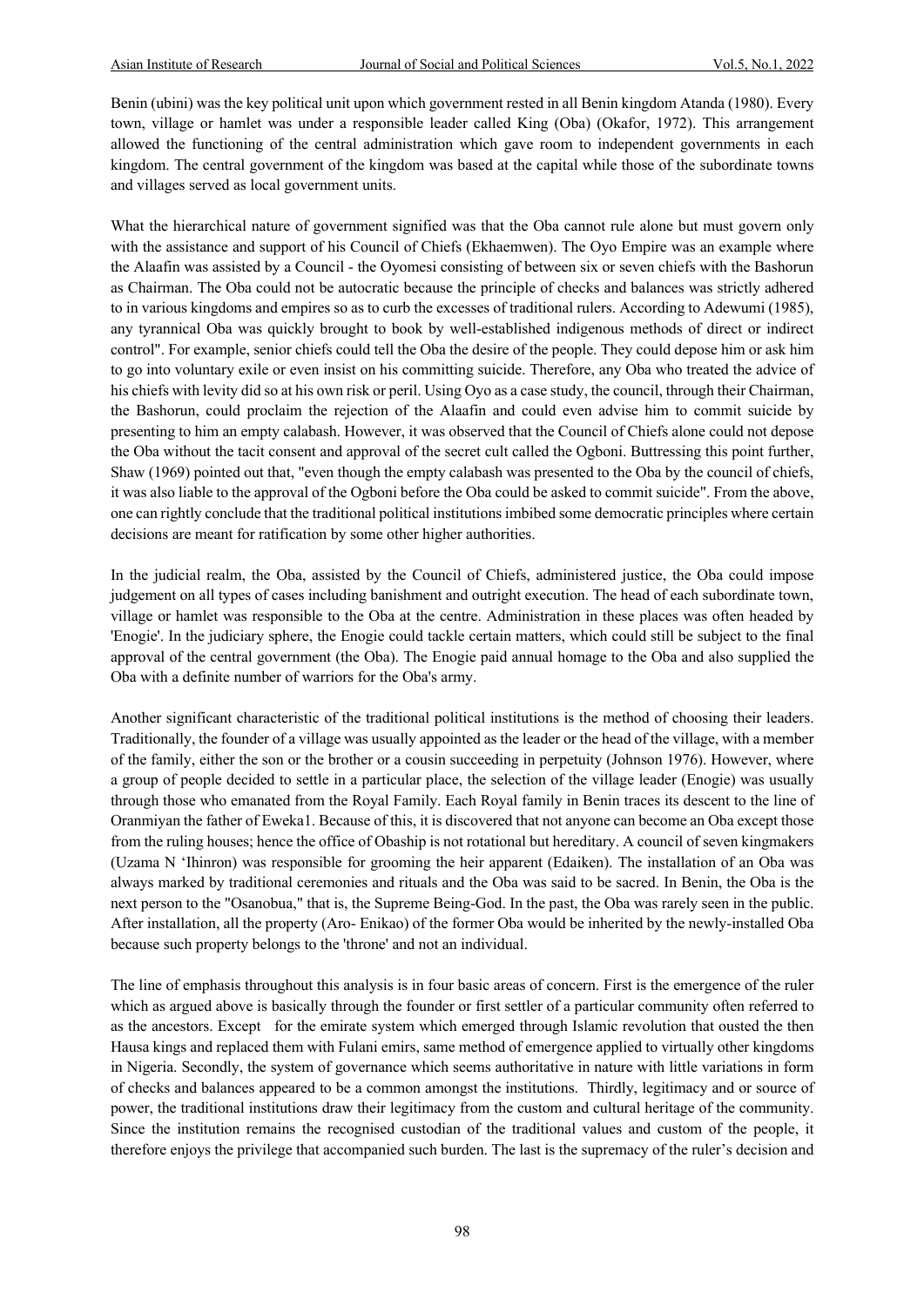Benin (ubini) was the key political unit upon which government rested in all Benin kingdom Atanda (1980). Every town, village or hamlet was under a responsible leader called King (Oba) (Okafor, 1972). This arrangement allowed the functioning of the central administration which gave room to independent governments in each kingdom. The central government of the kingdom was based at the capital while those of the subordinate towns and villages served as local government units.

What the hierarchical nature of government signified was that the Oba cannot rule alone but must govern only with the assistance and support of his Council of Chiefs (Ekhaemwen). The Oyo Empire was an example where the Alaafin was assisted by a Council - the Oyomesi consisting of between six or seven chiefs with the Bashorun as Chairman. The Oba could not be autocratic because the principle of checks and balances was strictly adhered to in various kingdoms and empires so as to curb the excesses of traditional rulers. According to Adewumi (1985), any tyrannical Oba was quickly brought to book by well-established indigenous methods of direct or indirect control". For example, senior chiefs could tell the Oba the desire of the people. They could depose him or ask him to go into voluntary exile or even insist on his committing suicide. Therefore, any Oba who treated the advice of his chiefs with levity did so at his own risk or peril. Using Oyo as a case study, the council, through their Chairman, the Bashorun, could proclaim the rejection of the Alaafin and could even advise him to commit suicide by presenting to him an empty calabash. However, it was observed that the Council of Chiefs alone could not depose the Oba without the tacit consent and approval of the secret cult called the Ogboni. Buttressing this point further, Shaw (1969) pointed out that, "even though the empty calabash was presented to the Oba by the council of chiefs, it was also liable to the approval of the Ogboni before the Oba could be asked to commit suicide". From the above, one can rightly conclude that the traditional political institutions imbibed some democratic principles where certain decisions are meant for ratification by some other higher authorities.

In the judicial realm, the Oba, assisted by the Council of Chiefs, administered justice, the Oba could impose judgement on all types of cases including banishment and outright execution. The head of each subordinate town, village or hamlet was responsible to the Oba at the centre. Administration in these places was often headed by 'Enogie'. In the judiciary sphere, the Enogie could tackle certain matters, which could still be subject to the final approval of the central government (the Oba). The Enogie paid annual homage to the Oba and also supplied the Oba with a definite number of warriors for the Oba's army.

Another significant characteristic of the traditional political institutions is the method of choosing their leaders. Traditionally, the founder of a village was usually appointed as the leader or the head of the village, with a member of the family, either the son or the brother or a cousin succeeding in perpetuity (Johnson 1976). However, where a group of people decided to settle in a particular place, the selection of the village leader (Enogie) was usually through those who emanated from the Royal Family. Each Royal family in Benin traces its descent to the line of Oranmiyan the father of Eweka1. Because of this, it is discovered that not anyone can become an Oba except those from the ruling houses; hence the office of Obaship is not rotational but hereditary. A council of seven kingmakers (Uzama N 'Ihinron) was responsible for grooming the heir apparent (Edaiken). The installation of an Oba was always marked by traditional ceremonies and rituals and the Oba was said to be sacred. In Benin, the Oba is the next person to the "Osanobua," that is, the Supreme Being-God. In the past, the Oba was rarely seen in the public. After installation, all the property (Aro- Enikao) of the former Oba would be inherited by the newly-installed Oba because such property belongs to the 'throne' and not an individual.

The line of emphasis throughout this analysis is in four basic areas of concern. First is the emergence of the ruler which as argued above is basically through the founder or first settler of a particular community often referred to as the ancestors. Except for the emirate system which emerged through Islamic revolution that ousted the then Hausa kings and replaced them with Fulani emirs, same method of emergence applied to virtually other kingdoms in Nigeria. Secondly, the system of governance which seems authoritative in nature with little variations in form of checks and balances appeared to be a common amongst the institutions. Thirdly, legitimacy and or source of power, the traditional institutions draw their legitimacy from the custom and cultural heritage of the community. Since the institution remains the recognised custodian of the traditional values and custom of the people, it therefore enjoys the privilege that accompanied such burden. The last is the supremacy of the ruler's decision and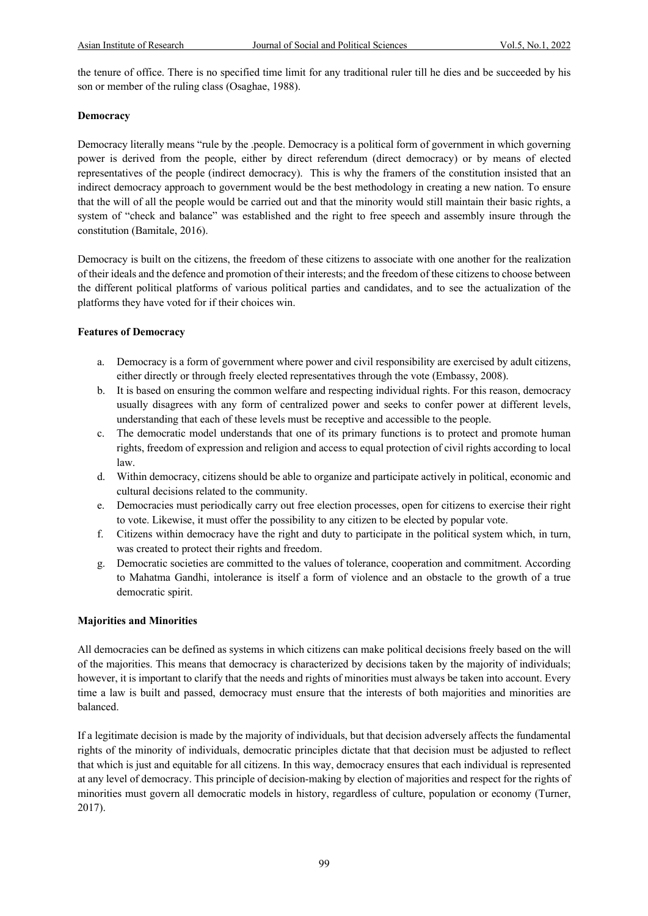the tenure of office. There is no specified time limit for any traditional ruler till he dies and be succeeded by his son or member of the ruling class (Osaghae, 1988).

**Democracy**

Democracy literally means "rule by the .people. Democracy is a political form of government in which governing power is derived from the people, either by direct referendum (direct democracy) or by means of elected representatives of the people (indirect democracy). This is why the framers of the constitution insisted that an indirect democracy approach to government would be the best methodology in creating a new nation. To ensure that the will of all the people would be carried out and that the minority would still maintain their basic rights, a system of "check and balance" was established and the right to free speech and assembly insure through the constitution (Bamitale, 2016).

Democracy is built on the citizens, the freedom of these citizens to associate with one another for the realization of their ideals and the defence and promotion of their interests; and the freedom of these citizens to choose between the different political platforms of various political parties and candidates, and to see the actualization of the platforms they have voted for if their choices win.

**Features of Democracy**

a. Democracy is a form of government where power and civil responsibility are exercised by adult citizens, either directly or through freely elected representatives through the vote (Embassy, 2008).
b. It is based on ensuring the common welfare and respecting individual rights. For this reason, democracy usually disagrees with any form of centralized power and seeks to confer power at different levels, understanding that each of these levels must be receptive and accessible to the people.
c. The democratic model understands that one of its primary functions is to protect and promote human rights, freedom of expression and religion and access to equal protection of civil rights according to local law.
d. Within democracy, citizens should be able to organize and participate actively in political, economic and cultural decisions related to the community.
e. Democracies must periodically carry out free election processes, open for citizens to exercise their right to vote. Likewise, it must offer the possibility to any citizen to be elected by popular vote.
f. Citizens within democracy have the right and duty to participate in the political system which, in turn, was created to protect their rights and freedom.
g. Democratic societies are committed to the values of tolerance, cooperation and commitment. According to Mahatma Gandhi, intolerance is itself a form of violence and an obstacle to the growth of a true democratic spirit.

**Majorities and Minorities**

All democracies can be defined as systems in which citizens can make political decisions freely based on the will of the majorities. This means that democracy is characterized by decisions taken by the majority of individuals; however, it is important to clarify that the needs and rights of minorities must always be taken into account. Every time a law is built and passed, democracy must ensure that the interests of both majorities and minorities are balanced.

If a legitimate decision is made by the majority of individuals, but that decision adversely affects the fundamental rights of the minority of individuals, democratic principles dictate that that decision must be adjusted to reflect that which is just and equitable for all citizens. In this way, democracy ensures that each individual is represented at any level of democracy. This principle of decision-making by election of majorities and respect for the rights of minorities must govern all democratic models in history, regardless of culture, population or economy (Turner, 2017).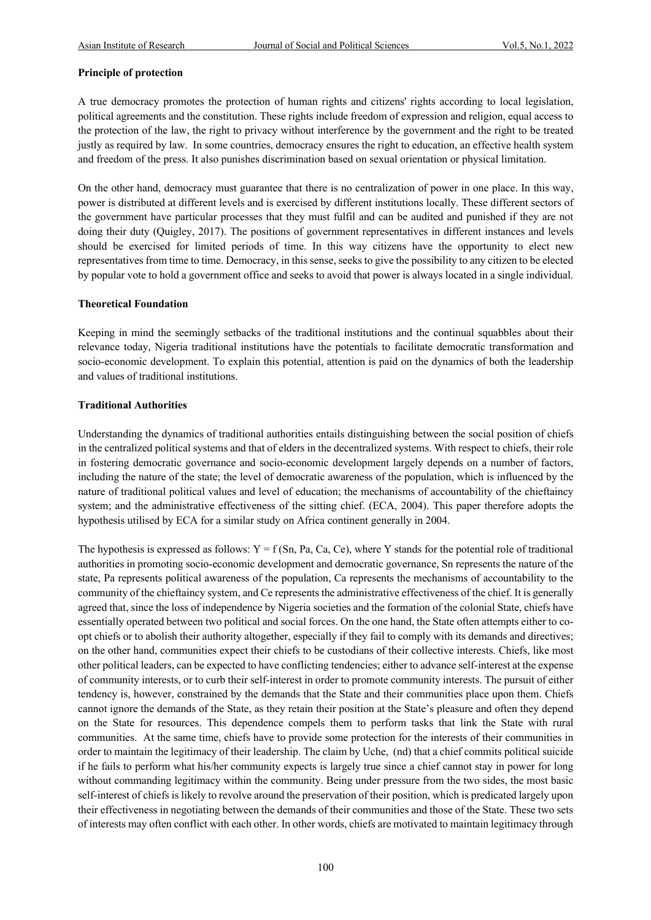**Principle of protection**

A true democracy promotes the protection of human rights and citizens' rights according to local legislation, political agreements and the constitution. These rights include freedom of expression and religion, equal access to the protection of the law, the right to privacy without interference by the government and the right to be treated justly as required by law. In some countries, democracy ensures the right to education, an effective health system and freedom of the press. It also punishes discrimination based on sexual orientation or physical limitation.

On the other hand, democracy must guarantee that there is no centralization of power in one place. In this way, power is distributed at different levels and is exercised by different institutions locally. These different sectors of the government have particular processes that they must fulfil and can be audited and punished if they are not doing their duty (Quigley, 2017). The positions of government representatives in different instances and levels should be exercised for limited periods of time. In this way citizens have the opportunity to elect new representatives from time to time. Democracy, in this sense, seeks to give the possibility to any citizen to be elected by popular vote to hold a government office and seeks to avoid that power is always located in a single individual.

**Theoretical Foundation**

Keeping in mind the seemingly setbacks of the traditional institutions and the continual squabbles about their relevance today, Nigeria traditional institutions have the potentials to facilitate democratic transformation and socio-economic development. To explain this potential, attention is paid on the dynamics of both the leadership and values of traditional institutions.

**Traditional Authorities**

Understanding the dynamics of traditional authorities entails distinguishing between the social position of chiefs in the centralized political systems and that of elders in the decentralized systems. With respect to chiefs, their role in fostering democratic governance and socio-economic development largely depends on a number of factors, including the nature of the state; the level of democratic awareness of the population, which is influenced by the nature of traditional political values and level of education; the mechanisms of accountability of the chieftaincy system; and the administrative effectiveness of the sitting chief. (ECA, 2004). This paper therefore adopts the hypothesis utilised by ECA for a similar study on Africa continent generally in 2004.

The hypothesis is expressed as follows: $Y = f(Sn, Pa, Ca, Ce)$, where Y stands for the potential role of traditional authorities in promoting socio-economic development and democratic governance, Sn represents the nature of the state, Pa represents political awareness of the population, Ca represents the mechanisms of accountability to the community of the chieftaincy system, and Ce represents the administrative effectiveness of the chief. It is generally agreed that, since the loss of independence by Nigeria societies and the formation of the colonial State, chiefs have essentially operated between two political and social forces. On the one hand, the State often attempts either to co-opt chiefs or to abolish their authority altogether, especially if they fail to comply with its demands and directives; on the other hand, communities expect their chiefs to be custodians of their collective interests. Chiefs, like most other political leaders, can be expected to have conflicting tendencies; either to advance self-interest at the expense of community interests, or to curb their self-interest in order to promote community interests. The pursuit of either tendency is, however, constrained by the demands that the State and their communities place upon them. Chiefs cannot ignore the demands of the State, as they retain their position at the State's pleasure and often they depend on the State for resources. This dependence compels them to perform tasks that link the State with rural communities. At the same time, chiefs have to provide some protection for the interests of their communities in order to maintain the legitimacy of their leadership. The claim by Uche, (nd) that a chief commits political suicide if he fails to perform what his/her community expects is largely true since a chief cannot stay in power for long without commanding legitimacy within the community. Being under pressure from the two sides, the most basic self-interest of chiefs is likely to revolve around the preservation of their position, which is predicated largely upon their effectiveness in negotiating between the demands of their communities and those of the State. These two sets of interests may often conflict with each other. In other words, chiefs are motivated to maintain legitimacy through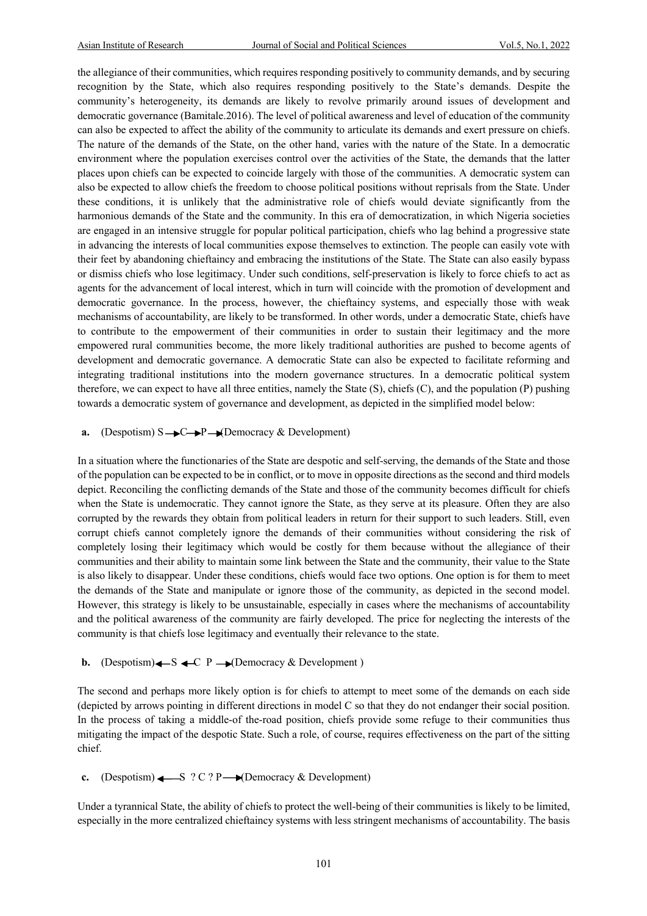the allegiance of their communities, which requires responding positively to community demands, and by securing recognition by the State, which also requires responding positively to the State's demands. Despite the community's heterogeneity, its demands are likely to revolve primarily around issues of development and democratic governance (Bamitale.2016). The level of political awareness and level of education of the community can also be expected to affect the ability of the community to articulate its demands and exert pressure on chiefs. The nature of the demands of the State, on the other hand, varies with the nature of the State. In a democratic environment where the population exercises control over the activities of the State, the demands that the latter places upon chiefs can be expected to coincide largely with those of the communities. A democratic system can also be expected to allow chiefs the freedom to choose political positions without reprisals from the State. Under these conditions, it is unlikely that the administrative role of chiefs would deviate significantly from the harmonious demands of the State and the community. In this era of democratization, in which Nigeria societies are engaged in an intensive struggle for popular political participation, chiefs who lag behind a progressive state in advancing the interests of local communities expose themselves to extinction. The people can easily vote with their feet by abandoning chieftaincy and embracing the institutions of the State. The State can also easily bypass or dismiss chiefs who lose legitimacy. Under such conditions, self-preservation is likely to force chiefs to act as agents for the advancement of local interest, which in turn will coincide with the promotion of development and democratic governance. In the process, however, the chieftaincy systems, and especially those with weak mechanisms of accountability, are likely to be transformed. In other words, under a democratic State, chiefs have to contribute to the empowerment of their communities in order to sustain their legitimacy and the more empowered rural communities become, the more likely traditional authorities are pushed to become agents of development and democratic governance. A democratic State can also be expected to facilitate reforming and integrating traditional institutions into the modern governance structures. In a democratic political system therefore, we can expect to have all three entities, namely the State (S), chiefs (C), and the population (P) pushing towards a democratic system of governance and development, as depicted in the simplified model below:

**a.** (Despotism) S → C → P → (Democracy & Development)

In a situation where the functionaries of the State are despotic and self-serving, the demands of the State and those of the population can be expected to be in conflict, or to move in opposite directions as the second and third models depict. Reconciling the conflicting demands of the State and those of the community becomes difficult for chiefs when the State is undemocratic. They cannot ignore the State, as they serve at its pleasure. Often they are also corrupted by the rewards they obtain from political leaders in return for their support to such leaders. Still, even corrupt chiefs cannot completely ignore the demands of their communities without considering the risk of completely losing their legitimacy which would be costly for them because without the allegiance of their communities and their ability to maintain some link between the State and the community, their value to the State is also likely to disappear. Under these conditions, chiefs would face two options. One option is for them to meet the demands of the State and manipulate or ignore those of the community, as depicted in the second model. However, this strategy is likely to be unsustainable, especially in cases where the mechanisms of accountability and the political awareness of the community are fairly developed. The price for neglecting the interests of the community is that chiefs lose legitimacy and eventually their relevance to the state.

**b.** (Despotism) ← S ← C P → (Democracy & Development )

The second and perhaps more likely option is for chiefs to attempt to meet some of the demands on each side (depicted by arrows pointing in different directions in model C so that they do not endanger their social position. In the process of taking a middle-of the-road position, chiefs provide some refuge to their communities thus mitigating the impact of the despotic State. Such a role, of course, requires effectiveness on the part of the sitting chief.

**c.** (Despotism) ← S ? C ? P → (Democracy & Development)

Under a tyrannical State, the ability of chiefs to protect the well-being of their communities is likely to be limited, especially in the more centralized chieftaincy systems with less stringent mechanisms of accountability. The basis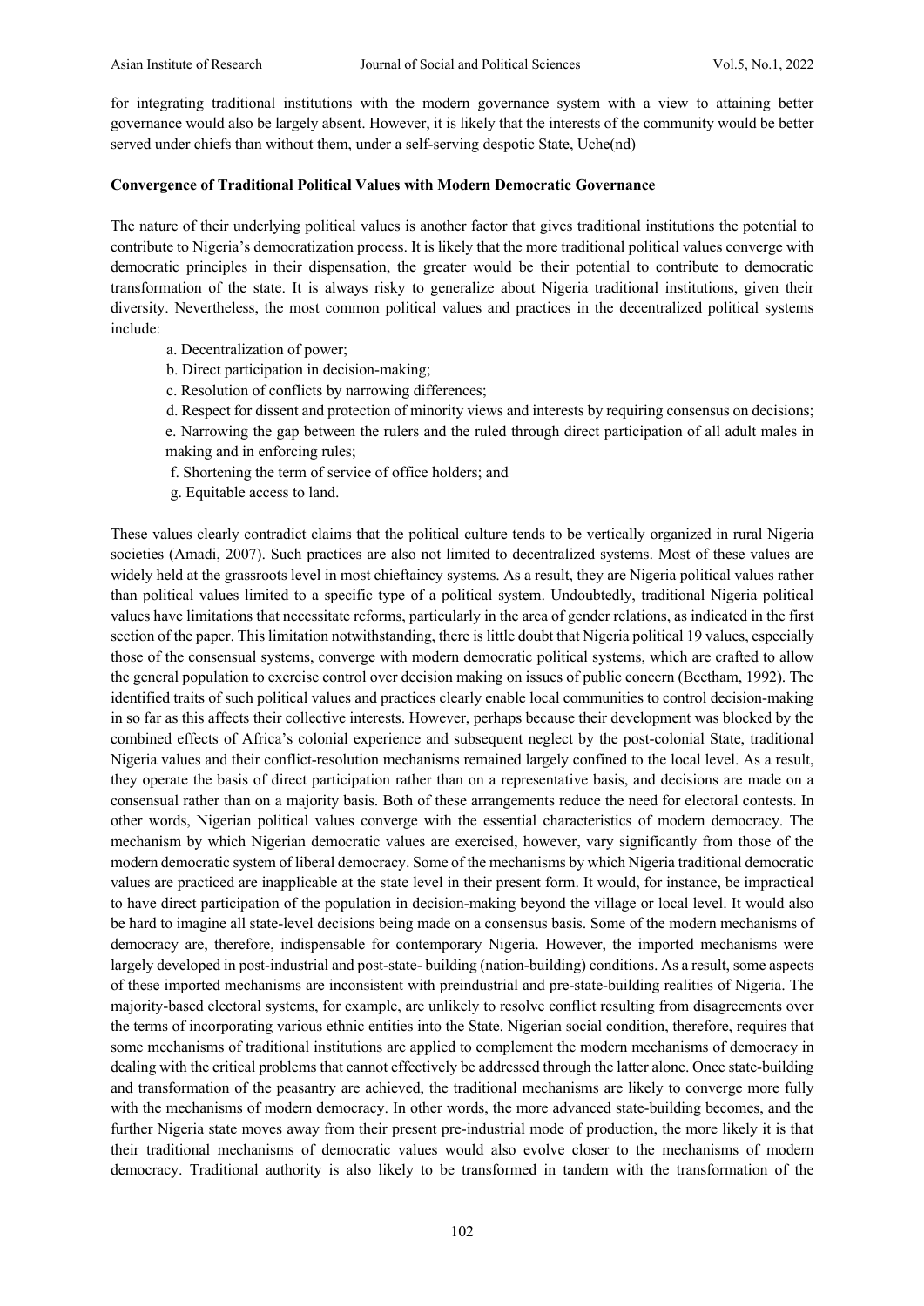for integrating traditional institutions with the modern governance system with a view to attaining better governance would also be largely absent. However, it is likely that the interests of the community would be better served under chiefs than without them, under a self-serving despotic State, Uche(nd)

**Convergence of Traditional Political Values with Modern Democratic Governance**

The nature of their underlying political values is another factor that gives traditional institutions the potential to contribute to Nigeria's democratization process. It is likely that the more traditional political values converge with democratic principles in their dispensation, the greater would be their potential to contribute to democratic transformation of the state. It is always risky to generalize about Nigeria traditional institutions, given their diversity. Nevertheless, the most common political values and practices in the decentralized political systems include:

a. Decentralization of power;

b. Direct participation in decision-making;

c. Resolution of conflicts by narrowing differences;

d. Respect for dissent and protection of minority views and interests by requiring consensus on decisions;

e. Narrowing the gap between the rulers and the ruled through direct participation of all adult males in making and in enforcing rules;

f. Shortening the term of service of office holders; and

g. Equitable access to land.

These values clearly contradict claims that the political culture tends to be vertically organized in rural Nigeria societies (Amadi, 2007). Such practices are also not limited to decentralized systems. Most of these values are widely held at the grassroots level in most chieftaincy systems. As a result, they are Nigeria political values rather than political values limited to a specific type of a political system. Undoubtedly, traditional Nigeria political values have limitations that necessitate reforms, particularly in the area of gender relations, as indicated in the first section of the paper. This limitation notwithstanding, there is little doubt that Nigeria political 19 values, especially those of the consensual systems, converge with modern democratic political systems, which are crafted to allow the general population to exercise control over decision making on issues of public concern (Beetham, 1992). The identified traits of such political values and practices clearly enable local communities to control decision-making in so far as this affects their collective interests. However, perhaps because their development was blocked by the combined effects of Africa's colonial experience and subsequent neglect by the post-colonial State, traditional Nigeria values and their conflict-resolution mechanisms remained largely confined to the local level. As a result, they operate the basis of direct participation rather than on a representative basis, and decisions are made on a consensual rather than on a majority basis. Both of these arrangements reduce the need for electoral contests. In other words, Nigerian political values converge with the essential characteristics of modern democracy. The mechanism by which Nigerian democratic values are exercised, however, vary significantly from those of the modern democratic system of liberal democracy. Some of the mechanisms by which Nigeria traditional democratic values are practiced are inapplicable at the state level in their present form. It would, for instance, be impractical to have direct participation of the population in decision-making beyond the village or local level. It would also be hard to imagine all state-level decisions being made on a consensus basis. Some of the modern mechanisms of democracy are, therefore, indispensable for contemporary Nigeria. However, the imported mechanisms were largely developed in post-industrial and post-state- building (nation-building) conditions. As a result, some aspects of these imported mechanisms are inconsistent with preindustrial and pre-state-building realities of Nigeria. The majority-based electoral systems, for example, are unlikely to resolve conflict resulting from disagreements over the terms of incorporating various ethnic entities into the State. Nigerian social condition, therefore, requires that some mechanisms of traditional institutions are applied to complement the modern mechanisms of democracy in dealing with the critical problems that cannot effectively be addressed through the latter alone. Once state-building and transformation of the peasantry are achieved, the traditional mechanisms are likely to converge more fully with the mechanisms of modern democracy. In other words, the more advanced state-building becomes, and the further Nigeria state moves away from their present pre-industrial mode of production, the more likely it is that their traditional mechanisms of democratic values would also evolve closer to the mechanisms of modern democracy. Traditional authority is also likely to be transformed in tandem with the transformation of the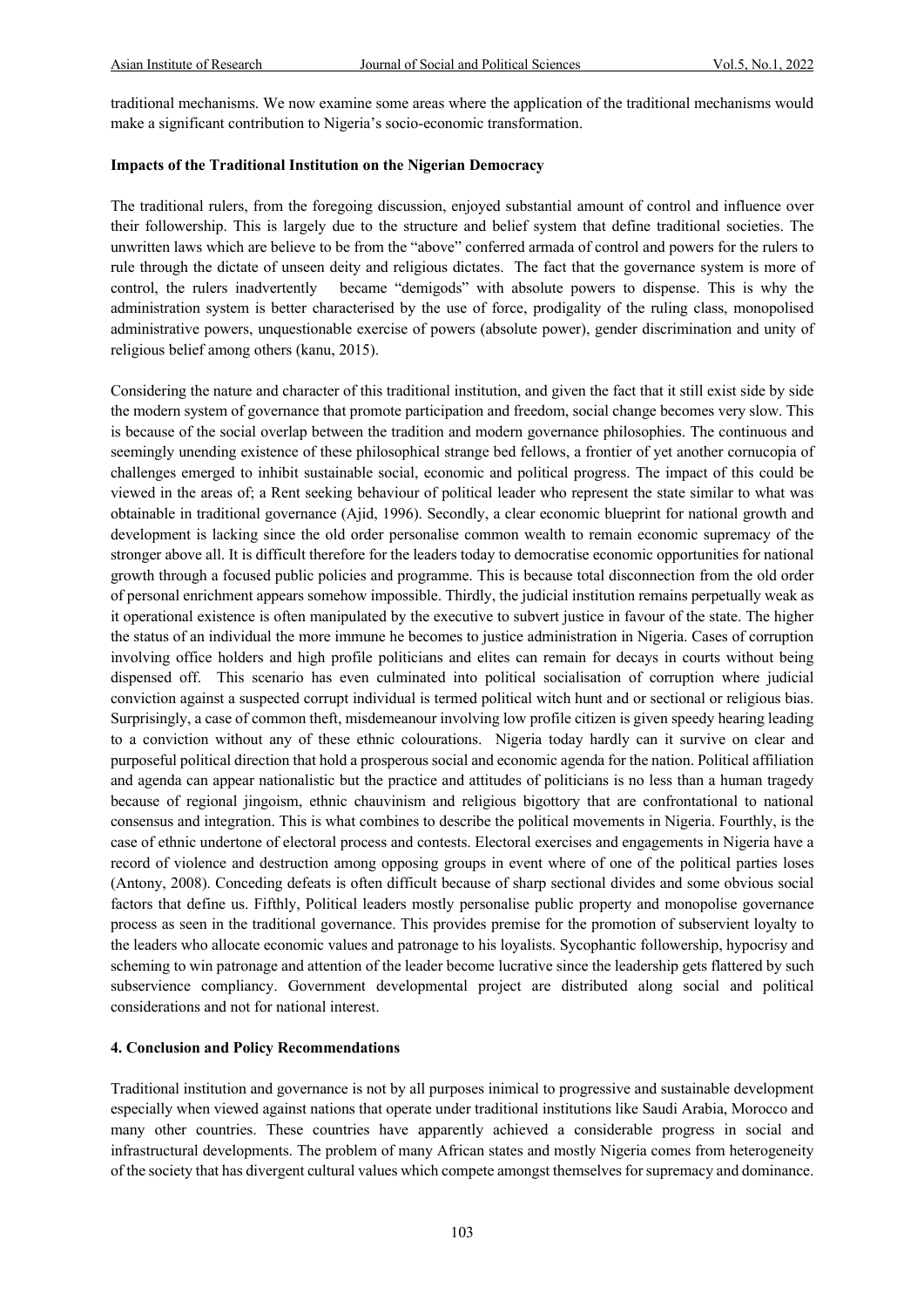traditional mechanisms. We now examine some areas where the application of the traditional mechanisms would make a significant contribution to Nigeria's socio-economic transformation.

**Impacts of the Traditional Institution on the Nigerian Democracy**

The traditional rulers, from the foregoing discussion, enjoyed substantial amount of control and influence over their followership. This is largely due to the structure and belief system that define traditional societies. The unwritten laws which are believe to be from the "above" conferred armada of control and powers for the rulers to rule through the dictate of unseen deity and religious dictates. The fact that the governance system is more of control, the rulers inadvertently became "demigods" with absolute powers to dispense. This is why the administration system is better characterised by the use of force, prodigality of the ruling class, monopolised administrative powers, unquestionable exercise of powers (absolute power), gender discrimination and unity of religious belief among others (kanu, 2015).

Considering the nature and character of this traditional institution, and given the fact that it still exist side by side the modern system of governance that promote participation and freedom, social change becomes very slow. This is because of the social overlap between the tradition and modern governance philosophies. The continuous and seemingly unending existence of these philosophical strange bed fellows, a frontier of yet another cornucopia of challenges emerged to inhibit sustainable social, economic and political progress. The impact of this could be viewed in the areas of; a Rent seeking behaviour of political leader who represent the state similar to what was obtainable in traditional governance (Ajid, 1996). Secondly, a clear economic blueprint for national growth and development is lacking since the old order personalise common wealth to remain economic supremacy of the stronger above all. It is difficult therefore for the leaders today to democratise economic opportunities for national growth through a focused public policies and programme. This is because total disconnection from the old order of personal enrichment appears somehow impossible. Thirdly, the judicial institution remains perpetually weak as it operational existence is often manipulated by the executive to subvert justice in favour of the state. The higher the status of an individual the more immune he becomes to justice administration in Nigeria. Cases of corruption involving office holders and high profile politicians and elites can remain for decays in courts without being dispensed off. This scenario has even culminated into political socialisation of corruption where judicial conviction against a suspected corrupt individual is termed political witch hunt and or sectional or religious bias. Surprisingly, a case of common theft, misdemeanour involving low profile citizen is given speedy hearing leading to a conviction without any of these ethnic colourations. Nigeria today hardly can it survive on clear and purposeful political direction that hold a prosperous social and economic agenda for the nation. Political affiliation and agenda can appear nationalistic but the practice and attitudes of politicians is no less than a human tragedy because of regional jingoism, ethnic chauvinism and religious bigottory that are confrontational to national consensus and integration. This is what combines to describe the political movements in Nigeria. Fourthly, is the case of ethnic undertone of electoral process and contests. Electoral exercises and engagements in Nigeria have a record of violence and destruction among opposing groups in event where of one of the political parties loses (Antony, 2008). Conceding defeats is often difficult because of sharp sectional divides and some obvious social factors that define us. Fifthly, Political leaders mostly personalise public property and monopolise governance process as seen in the traditional governance. This provides premise for the promotion of subservient loyalty to the leaders who allocate economic values and patronage to his loyalists. Sycophantic followership, hypocrisy and scheming to win patronage and attention of the leader become lucrative since the leadership gets flattered by such subservience compliancy. Government developmental project are distributed along social and political considerations and not for national interest.

## 4. Conclusion and Policy Recommendations

Traditional institution and governance is not by all purposes inimical to progressive and sustainable development especially when viewed against nations that operate under traditional institutions like Saudi Arabia, Morocco and many other countries. These countries have apparently achieved a considerable progress in social and infrastructural developments. The problem of many African states and mostly Nigeria comes from heterogeneity of the society that has divergent cultural values which compete amongst themselves for supremacy and dominance.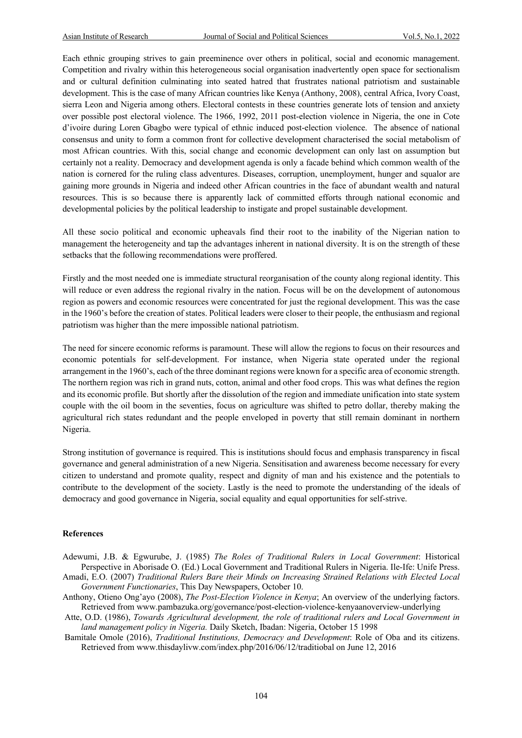Each ethnic grouping strives to gain preeminence over others in political, social and economic management. Competition and rivalry within this heterogeneous social organisation inadvertently open space for sectionalism and or cultural definition culminating into seated hatred that frustrates national patriotism and sustainable development. This is the case of many African countries like Kenya (Anthony, 2008), central Africa, Ivory Coast, sierra Leon and Nigeria among others. Electoral contests in these countries generate lots of tension and anxiety over possible post electoral violence. The 1966, 1992, 2011 post-election violence in Nigeria, the one in Cote d'ivoire during Loren Gbagbo were typical of ethnic induced post-election violence. The absence of national consensus and unity to form a common front for collective development characterised the social metabolism of most African countries. With this, social change and economic development can only last on assumption but certainly not a reality. Democracy and development agenda is only a facade behind which common wealth of the nation is cornered for the ruling class adventures. Diseases, corruption, unemployment, hunger and squalor are gaining more grounds in Nigeria and indeed other African countries in the face of abundant wealth and natural resources. This is so because there is apparently lack of committed efforts through national economic and developmental policies by the political leadership to instigate and propel sustainable development.

All these socio political and economic upheavals find their root to the inability of the Nigerian nation to management the heterogeneity and tap the advantages inherent in national diversity. It is on the strength of these setbacks that the following recommendations were proffered.

Firstly and the most needed one is immediate structural reorganisation of the county along regional identity. This will reduce or even address the regional rivalry in the nation. Focus will be on the development of autonomous region as powers and economic resources were concentrated for just the regional development. This was the case in the 1960's before the creation of states. Political leaders were closer to their people, the enthusiasm and regional patriotism was higher than the mere impossible national patriotism.

The need for sincere economic reforms is paramount. These will allow the regions to focus on their resources and economic potentials for self-development. For instance, when Nigeria state operated under the regional arrangement in the 1960's, each of the three dominant regions were known for a specific area of economic strength. The northern region was rich in grand nuts, cotton, animal and other food crops. This was what defines the region and its economic profile. But shortly after the dissolution of the region and immediate unification into state system couple with the oil boom in the seventies, focus on agriculture was shifted to petro dollar, thereby making the agricultural rich states redundant and the people enveloped in poverty that still remain dominant in northern Nigeria.

Strong institution of governance is required. This is institutions should focus and emphasis transparency in fiscal governance and general administration of a new Nigeria. Sensitisation and awareness become necessary for every citizen to understand and promote quality, respect and dignity of man and his existence and the potentials to contribute to the development of the society. Lastly is the need to promote the understanding of the ideals of democracy and good governance in Nigeria, social equality and equal opportunities for self-strive.

**References**

Adewumi, J.B. & Egwurube, J. (1985) *The Roles of Traditional Rulers in Local Government*: Historical Perspective in Aborisade O. (Ed.) Local Government and Traditional Rulers in Nigeria. Ile-Ife: Unife Press.

Amadi, E.O. (2007) *Traditional Rulers Bare their Minds on Increasing Strained Relations with Elected Local Government Functionaries*, This Day Newspapers, October 10.

Anthony, Otieno Ong'ayo (2008), *The Post-Election Violence in Kenya*; An overview of the underlying factors. Retrieved from www.pambazuka.org/governance/post-election-violence-kenyaanoverview-underlying

Atte, O.D. (1986), *Towards Agricultural development, the role of traditional rulers and Local Government in land management policy in Nigeria.* Daily Sketch, Ibadan: Nigeria, October 15 1998

Bamitale Omole (2016), *Traditional Institutions, Democracy and Development*: Role of Oba and its citizens. Retrieved from www.thisdaylivw.com/index.php/2016/06/12/traditiobal on June 12, 2016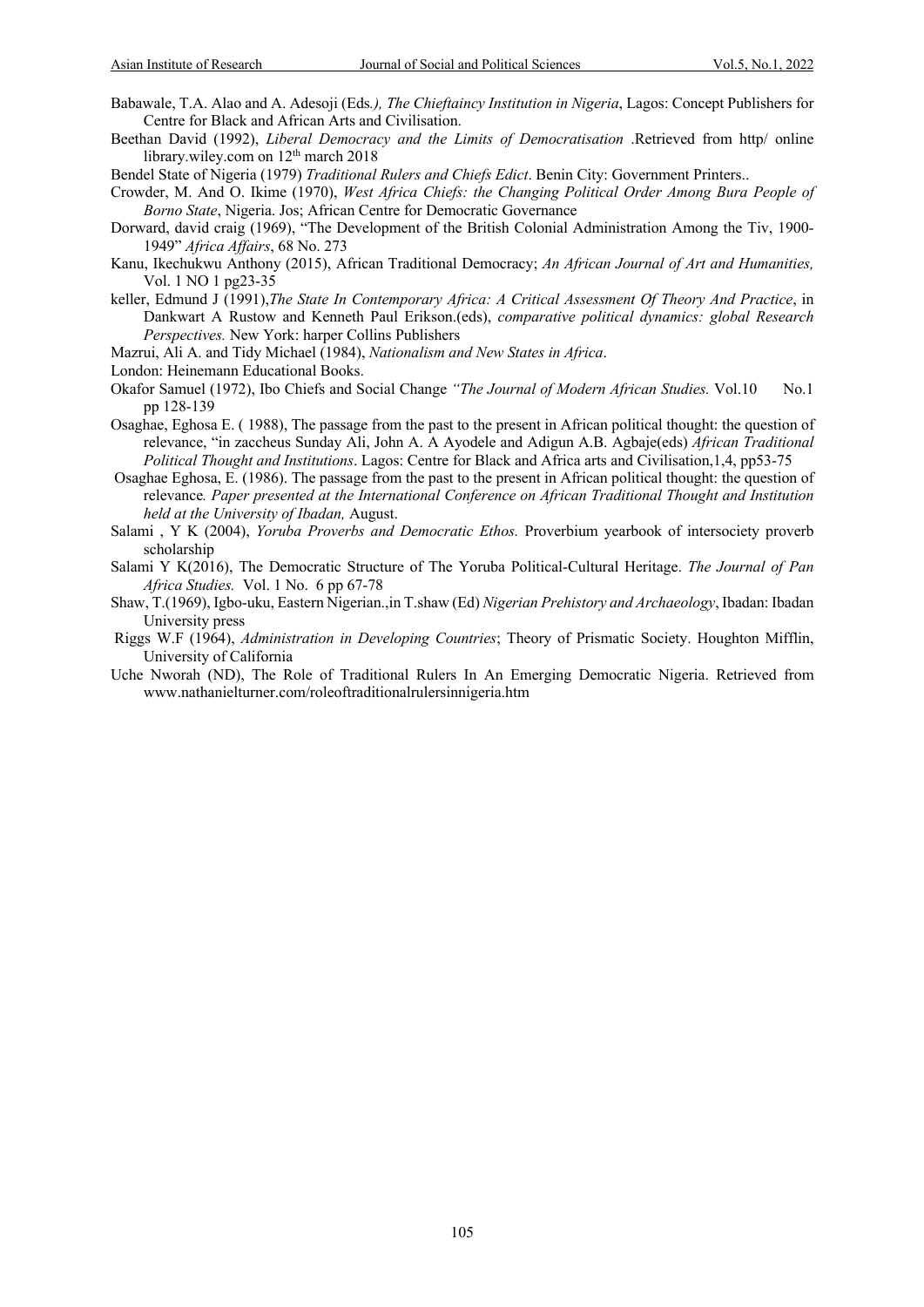Babawale, T.A. Alao and A. Adesoji (Eds*.), The Chieftaincy Institution in Nigeria*, Lagos: Concept Publishers for Centre for Black and African Arts and Civilisation.

Beethan David (1992), *Liberal Democracy and the Limits of Democratisation* .Retrieved from http/ online library.wiley.com on 12th march 2018

Bendel State of Nigeria (1979) *Traditional Rulers and Chiefs Edict*. Benin City: Government Printers..

Crowder, M. And O. Ikime (1970), *West Africa Chiefs: the Changing Political Order Among Bura People of Borno State*, Nigeria. Jos; African Centre for Democratic Governance

Dorward, david craig (1969), "The Development of the British Colonial Administration Among the Tiv, 1900-1949" *Africa Affairs*, 68 No. 273

Kanu, Ikechukwu Anthony (2015), African Traditional Democracy; *An African Journal of Art and Humanities,* Vol. 1 NO 1 pg23-35

keller, Edmund J (1991),*The State In Contemporary Africa: A Critical Assessment Of Theory And Practice*, in Dankwart A Rustow and Kenneth Paul Erikson.(eds), *comparative political dynamics: global Research Perspectives.* New York: harper Collins Publishers

Mazrui, Ali A. and Tidy Michael (1984), *Nationalism and New States in Africa*.

London: Heinemann Educational Books.

Okafor Samuel (1972), Ibo Chiefs and Social Change *"The Journal of Modern African Studies.* Vol.10 No.1 pp 128-139

Osaghae, Eghosa E. ( 1988), The passage from the past to the present in African political thought: the question of relevance, "in zaccheus Sunday Ali, John A. A Ayodele and Adigun A.B. Agbaje(eds) *African Traditional Political Thought and Institutions*. Lagos: Centre for Black and Africa arts and Civilisation,1,4, pp53-75

Osaghae Eghosa, E. (1986). The passage from the past to the present in African political thought: the question of relevance*. Paper presented at the International Conference on African Traditional Thought and Institution held at the University of Ibadan,* August.

Salami , Y K (2004), *Yoruba Proverbs and Democratic Ethos.* Proverbium yearbook of intersociety proverb scholarship

Salami Y K(2016), The Democratic Structure of The Yoruba Political-Cultural Heritage. *The Journal of Pan Africa Studies.* Vol. 1 No. 6 pp 67-78

Shaw, T.(1969), Igbo-uku, Eastern Nigerian.,in T.shaw (Ed) *Nigerian Prehistory and Archaeology*, Ibadan: Ibadan University press

Riggs W.F (1964), *Administration in Developing Countries*; Theory of Prismatic Society. Houghton Mifflin, University of California

Uche Nworah (ND), The Role of Traditional Rulers In An Emerging Democratic Nigeria. Retrieved from www.nathanielturner.com/roleoftraditionalrulersinnigeria.htm